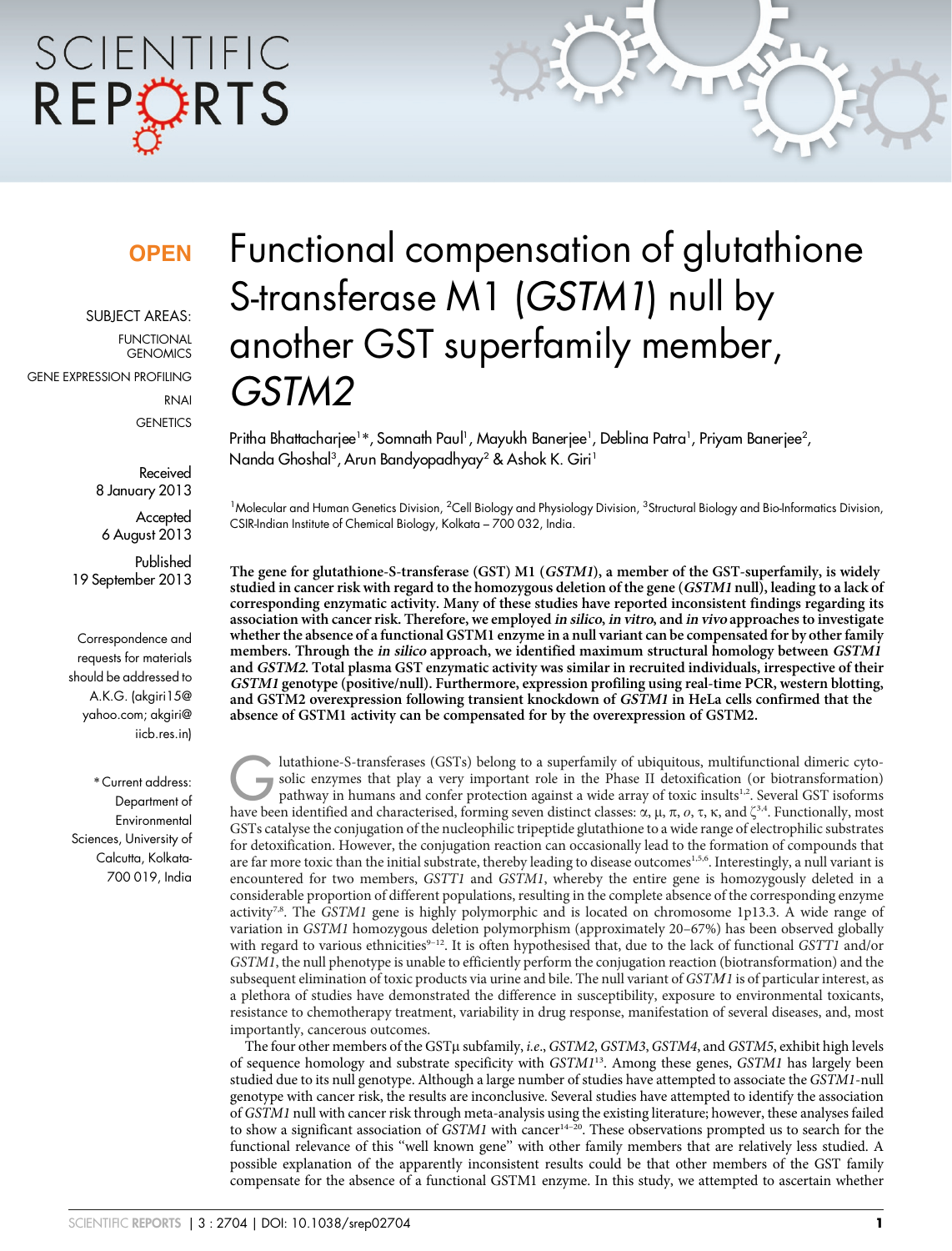**OPEN**

SUBJECT AREAS:

FUNCTIONAL GENOMICS

GENE EXPRESSION PROFILING

RNAI

GENETICS

Received 8 January 2013

Accepted 6 August 2013

Published 19 September 2013

Correspondence and requests for materials should be addressed to A.K.G. (akgiri15@yahoo.com; akgiri@iicb.res.in)

*Current address: Department of Environmental Sciences, University of Calcutta, Kolkata-700 019, India

# Functional compensation of glutathione S-transferase M1 (*GSTM1*) null by another GST superfamily member, *GSTM2*

Pritha Bhattacharjee[1]*, Somnath Paul[1], Mayukh Banerjee[1], Deblina Patra[1], Priyam Banerjee[2], Nanda Ghoshal[3], Arun Bandyopadhyay[2] & Ashok K. Giri[1]

[1]Molecular and Human Genetics Division, [2]Cell Biology and Physiology Division, [3]Structural Biology and Bio-Informatics Division, CSIR-Indian Institute of Chemical Biology, Kolkata – 700 032, India.

**The gene for glutathione-S-transferase (GST) M1 (*GSTM1*), a member of the GST-superfamily, is widely studied in cancer risk with regard to the homozygous deletion of the gene (*GSTM1* null), leading to a lack of corresponding enzymatic activity. Many of these studies have reported inconsistent findings regarding its association with cancer risk. Therefore, we employed *in silico*, *in vitro*, and *in vivo* approaches to investigate whether the absence of a functional GSTM1 enzyme in a null variant can be compensated for by other family members. Through the *in silico* approach, we identified maximum structural homology between *GSTM1* and *GSTM2*. Total plasma GST enzymatic activity was similar in recruited individuals, irrespective of their *GSTM1* genotype (positive/null). Furthermore, expression profiling using real-time PCR, western blotting, and GSTM2 overexpression following transient knockdown of *GSTM1* in HeLa cells confirmed that the absence of GSTM1 activity can be compensated for by the overexpression of GSTM2.**

Glutathione-S-transferases (GSTs) belong to a superfamily of ubiquitous, multifunctional dimeric cytosolic enzymes that play a very important role in the Phase II detoxification (or biotransformation) pathway in humans and confer protection against a wide array of toxic insults[1,2]. Several GST isoforms have been identified and characterised, forming seven distinct classes: α, μ, π, *o*, τ, κ, and ζ[3,4]. Functionally, most GSTs catalyse the conjugation of the nucleophilic tripeptide glutathione to a wide range of electrophilic substrates for detoxification. However, the conjugation reaction can occasionally lead to the formation of compounds that are far more toxic than the initial substrate, thereby leading to disease outcomes[1,5,6]. Interestingly, a null variant is encountered for two members, *GSTT1* and *GSTM1*, whereby the entire gene is homozygously deleted in a considerable proportion of different populations, resulting in the complete absence of the corresponding enzyme activity[7,8]. The *GSTM1* gene is highly polymorphic and is located on chromosome 1p13.3. A wide range of variation in *GSTM1* homozygous deletion polymorphism (approximately 20–67%) has been observed globally with regard to various ethnicities[9–12]. It is often hypothesised that, due to the lack of functional *GSTT1* and/or *GSTM1*, the null phenotype is unable to efficiently perform the conjugation reaction (biotransformation) and the subsequent elimination of toxic products via urine and bile. The null variant of *GSTM1* is of particular interest, as a plethora of studies have demonstrated the difference in susceptibility, exposure to environmental toxicants, resistance to chemotherapy treatment, variability in drug response, manifestation of several diseases, and, most importantly, cancerous outcomes.

The four other members of the GSTμ subfamily, *i.e.*, *GSTM2*, *GSTM3*, *GSTM4*, and *GSTM5*, exhibit high levels of sequence homology and substrate specificity with *GSTM1*[13]. Among these genes, *GSTM1* has largely been studied due to its null genotype. Although a large number of studies have attempted to associate the *GSTM1*-null genotype with cancer risk, the results are inconclusive. Several studies have attempted to identify the association of *GSTM1* null with cancer risk through meta-analysis using the existing literature; however, these analyses failed to show a significant association of *GSTM1* with cancer[14–20]. These observations prompted us to search for the functional relevance of this "well known gene" with other family members that are relatively less studied. A possible explanation of the apparently inconsistent results could be that other members of the GST family compensate for the absence of a functional GSTM1 enzyme. In this study, we attempted to ascertain whether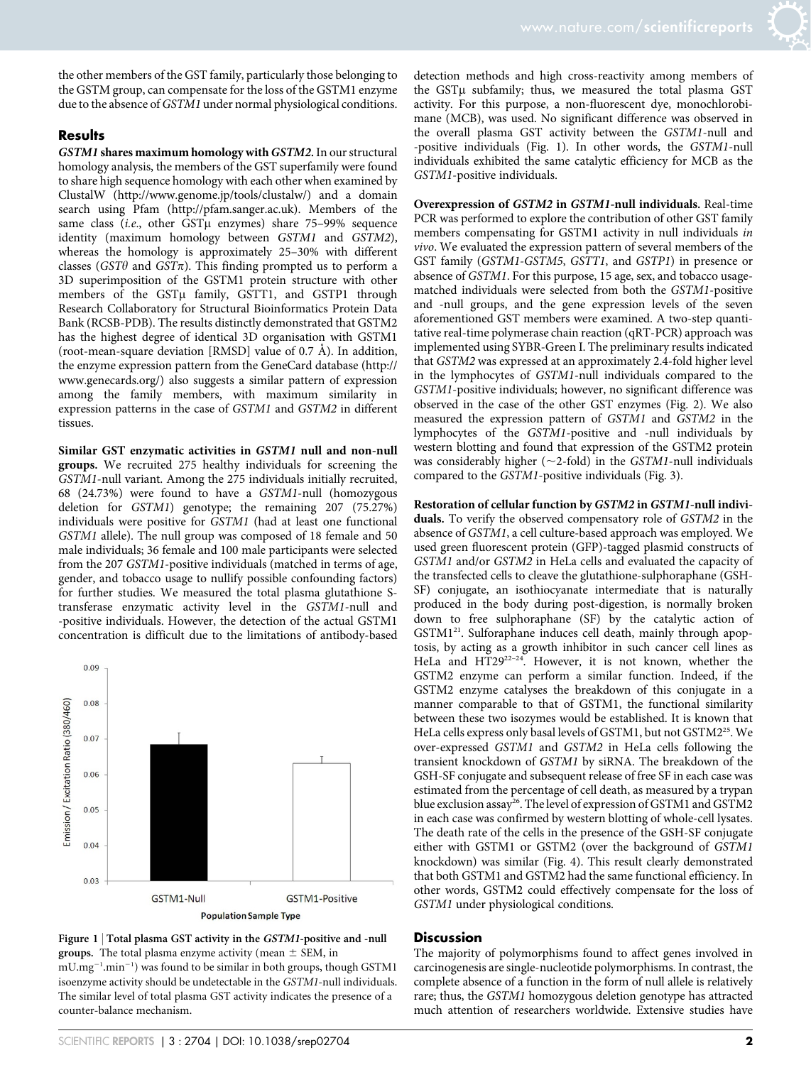the other members of the GST family, particularly those belonging to the GSTM group, can compensate for the loss of the GSTM1 enzyme due to the absence of *GSTM1* under normal physiological conditions.

## Results

***GSTM1* shares maximum homology with *GSTM2*.** In our structural homology analysis, the members of the GST superfamily were found to share high sequence homology with each other when examined by ClustalW (http://www.genome.jp/tools/clustalw/) and a domain search using Pfam (http://pfam.sanger.ac.uk). Members of the same class (*i.e.*, other GSTμ enzymes) share 75–99% sequence identity (maximum homology between *GSTM1* and *GSTM2*), whereas the homology is approximately 25–30% with different classes (*GSTθ* and *GSTπ*). This finding prompted us to perform a 3D superimposition of the GSTM1 protein structure with other members of the GSTμ family, GSTT1, and GSTP1 through Research Collaboratory for Structural Bioinformatics Protein Data Bank (RCSB-PDB). The results distinctly demonstrated that GSTM2 has the highest degree of identical 3D organisation with GSTM1 (root-mean-square deviation [RMSD] value of 0.7 Å). In addition, the enzyme expression pattern from the GeneCard database (http://www.genecards.org/) also suggests a similar pattern of expression among the family members, with maximum similarity in expression patterns in the case of *GSTM1* and *GSTM2* in different tissues.

**Similar GST enzymatic activities in *GSTM1* null and non-null groups.** We recruited 275 healthy individuals for screening the *GSTM1*-null variant. Among the 275 individuals initially recruited, 68 (24.73%) were found to have a *GSTM1*-null (homozygous deletion for *GSTM1*) genotype; the remaining 207 (75.27%) individuals were positive for *GSTM1* (had at least one functional *GSTM1* allele). The null group was composed of 18 female and 50 male individuals; 36 female and 100 male participants were selected from the 207 *GSTM1*-positive individuals (matched in terms of age, gender, and tobacco usage to nullify possible confounding factors) for further studies. We measured the total plasma glutathione S-transferase enzymatic activity level in the *GSTM1*-null and -positive individuals. However, the detection of the actual GSTM1 concentration is difficult due to the limitations of antibody-based detection methods and high cross-reactivity among members of the GSTμ subfamily; thus, we measured the total plasma GST activity. For this purpose, a non-fluorescent dye, monochlorobimane (MCB), was used. No significant difference was observed in the overall plasma GST activity between the *GSTM1*-null and -positive individuals (Fig. 1). In other words, the *GSTM1*-null individuals exhibited the same catalytic efficiency for MCB as the *GSTM1*-positive individuals.

**Figure 1 | Total plasma GST activity in the *GSTM1*-positive and -null groups.** The total plasma enzyme activity (mean ± SEM, in $mU.mg^{-1}.min^{-1}$) was found to be similar in both groups, though GSTM1 isoenzyme activity should be undetectable in the *GSTM1*-null individuals. The similar level of total plasma GST activity indicates the presence of a counter-balance mechanism.

**Overexpression of *GSTM2* in *GSTM1*-null individuals.** Real-time PCR was performed to explore the contribution of other GST family members compensating for GSTM1 activity in null individuals *in vivo*. We evaluated the expression pattern of several members of the GST family (*GSTM1-GSTM5*, *GSTT1*, and *GSTP1*) in presence or absence of *GSTM1*. For this purpose, 15 age, sex, and tobacco usage-matched individuals were selected from both the *GSTM1*-positive and -null groups, and the gene expression levels of the seven aforementioned GST members were examined. A two-step quantitative real-time polymerase chain reaction (qRT-PCR) approach was implemented using SYBR-Green I. The preliminary results indicated that *GSTM2* was expressed at an approximately 2.4-fold higher level in the lymphocytes of *GSTM1*-null individuals compared to the *GSTM1*-positive individuals; however, no significant difference was observed in the case of the other GST enzymes (Fig. 2). We also measured the expression pattern of *GSTM1* and *GSTM2* in the lymphocytes of the *GSTM1*-positive and -null individuals by western blotting and found that expression of the GSTM2 protein was considerably higher (~2-fold) in the *GSTM1*-null individuals compared to the *GSTM1*-positive individuals (Fig. 3).

**Restoration of cellular function by *GSTM2* in *GSTM1*-null individuals.** To verify the observed compensatory role of *GSTM2* in the absence of *GSTM1*, a cell culture-based approach was employed. We used green fluorescent protein (GFP)-tagged plasmid constructs of *GSTM1* and/or *GSTM2* in HeLa cells and evaluated the capacity of the transfected cells to cleave the glutathione-sulphoraphane (GSH-SF) conjugate, an isothiocyanate intermediate that is naturally produced in the body during post-digestion, is normally broken down to free sulphoraphane (SF) by the catalytic action of GSTM1[21]. Sulforaphane induces cell death, mainly through apoptosis, by acting as a growth inhibitor in such cancer cell lines as HeLa and HT29[22–24]. However, it is not known, whether the GSTM2 enzyme can perform a similar function. Indeed, if the GSTM2 enzyme catalyses the breakdown of this conjugate in a manner comparable to that of GSTM1, the functional similarity between these two isozymes would be established. It is known that HeLa cells express only basal levels of GSTM1, but not GSTM2[25]. We over-expressed *GSTM1* and *GSTM2* in HeLa cells following the transient knockdown of *GSTM1* by siRNA. The breakdown of the GSH-SF conjugate and subsequent release of free SF in each case was estimated from the percentage of cell death, as measured by a trypan blue exclusion assay[26]. The level of expression of GSTM1 and GSTM2 in each case was confirmed by western blotting of whole-cell lysates. The death rate of the cells in the presence of the GSH-SF conjugate either with GSTM1 or GSTM2 (over the background of *GSTM1* knockdown) was similar (Fig. 4). This result clearly demonstrated that both GSTM1 and GSTM2 had the same functional efficiency. In other words, GSTM2 could effectively compensate for the loss of *GSTM1* under physiological conditions.

## Discussion

The majority of polymorphisms found to affect genes involved in carcinogenesis are single-nucleotide polymorphisms. In contrast, the complete absence of a function in the form of null allele is relatively rare; thus, the *GSTM1* homozygous deletion genotype has attracted much attention of researchers worldwide. Extensive studies have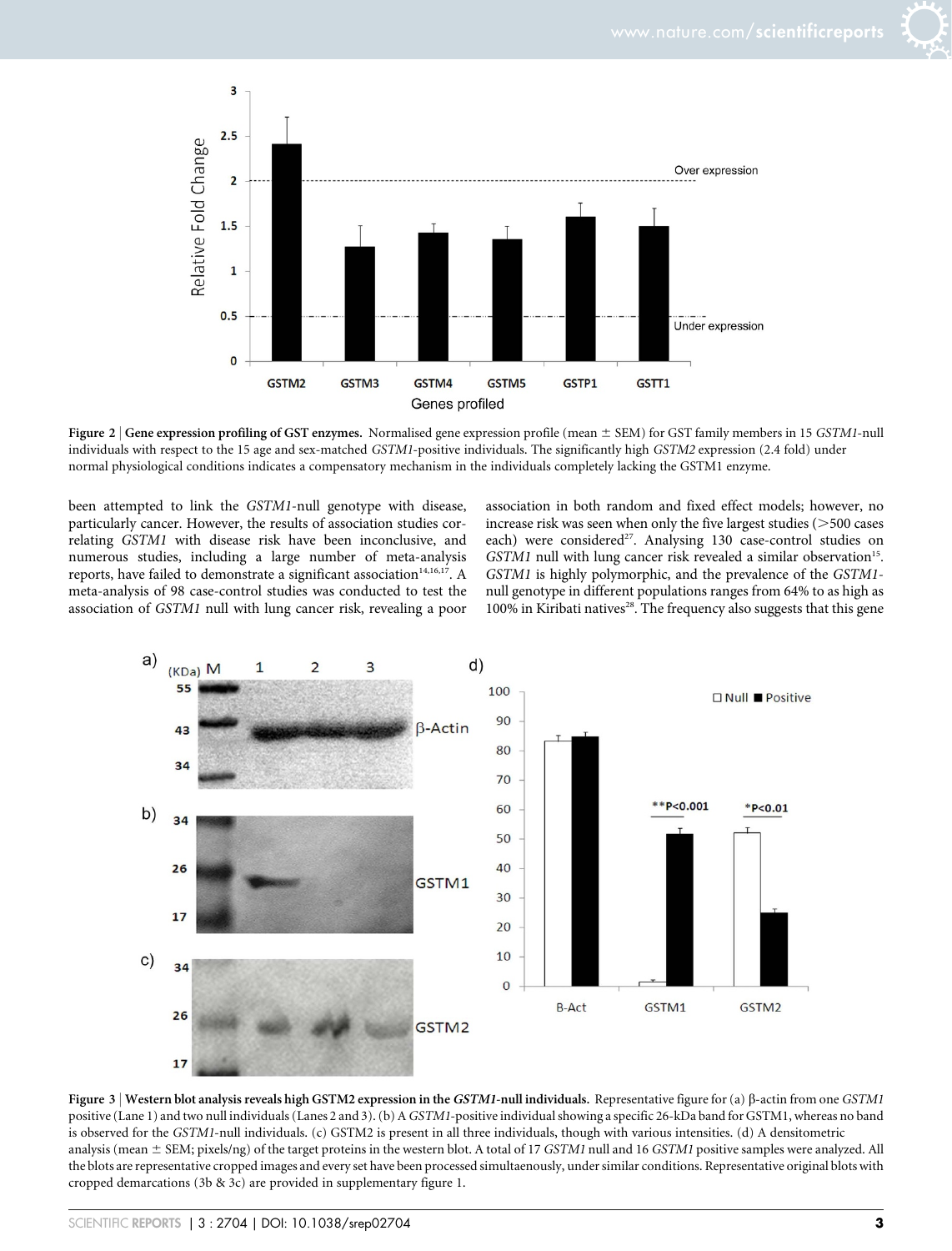**Figure 2 | Gene expression profiling of GST enzymes.** Normalised gene expression profile (mean ± SEM) for GST family members in 15 *GSTM1*-null individuals with respect to the 15 age and sex-matched *GSTM1*-positive individuals. The significantly high *GSTM2* expression (2.4 fold) under normal physiological conditions indicates a compensatory mechanism in the individuals completely lacking the GSTM1 enzyme.

been attempted to link the *GSTM1*-null genotype with disease, particularly cancer. However, the results of association studies correlating *GSTM1* with disease risk have been inconclusive, and numerous studies, including a large number of meta-analysis reports, have failed to demonstrate a significant association[14,16,17]. A meta-analysis of 98 case-control studies was conducted to test the association of *GSTM1* null with lung cancer risk, revealing a poor association in both random and fixed effect models; however, no increase risk was seen when only the five largest studies (>500 cases each) were considered[27]. Analysing 130 case-control studies on *GSTM1* null with lung cancer risk revealed a similar observation[15]. *GSTM1* is highly polymorphic, and the prevalence of the *GSTM1*-null genotype in different populations ranges from 64% to as high as 100% in Kiribati natives[28]. The frequency also suggests that this gene

**Figure 3 | Western blot analysis reveals high GSTM2 expression in the *GSTM1*-null individuals.** Representative figure for (a) β-actin from one *GSTM1* positive (Lane 1) and two null individuals (Lanes 2 and 3). (b) A *GSTM1*-positive individual showing a specific 26-kDa band for GSTM1, whereas no band is observed for the *GSTM1*-null individuals. (c) GSTM2 is present in all three individuals, though with various intensities. (d) A densitometric analysis (mean ± SEM; pixels/ng) of the target proteins in the western blot. A total of 17 *GSTM1* null and 16 *GSTM1* positive samples were analyzed. All the blots are representative cropped images and every set have been processed simultaenously, under similar conditions. Representative original blots with cropped demarcations (3b & 3c) are provided in supplementary figure 1.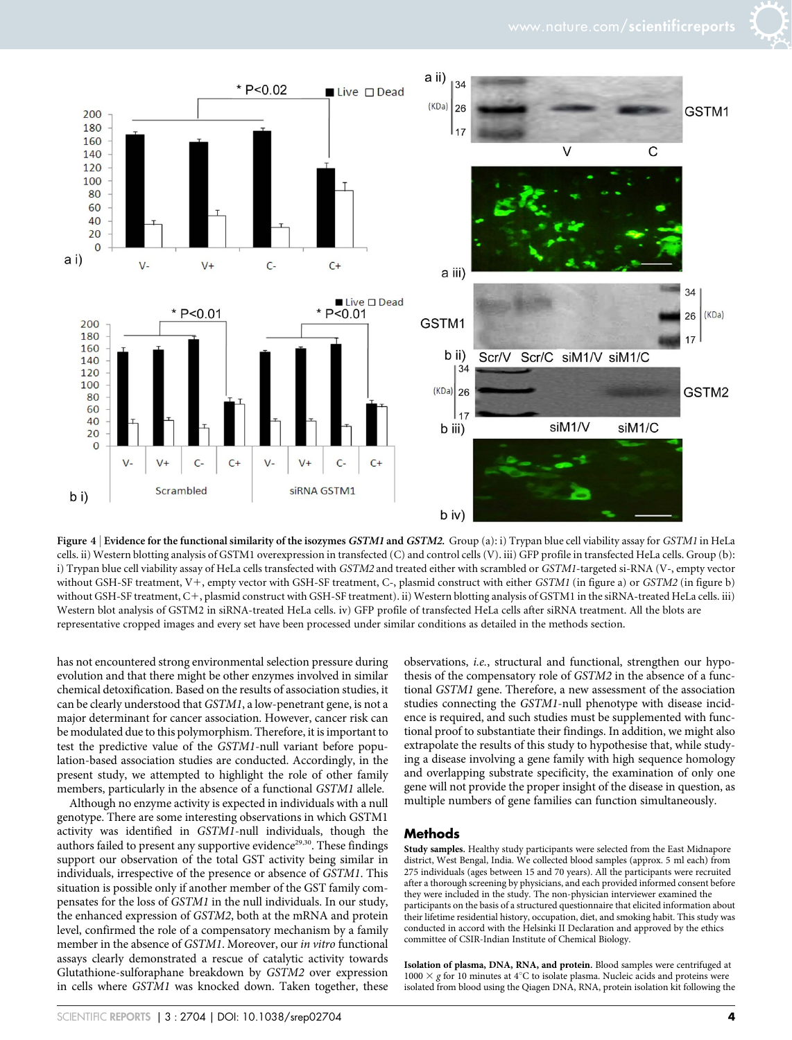**Figure 4 | Evidence for the functional similarity of the isozymes *GSTM1* and *GSTM2*.** Group (a): i) Trypan blue cell viability assay for *GSTM1* in HeLa cells. ii) Western blotting analysis of GSTM1 overexpression in transfected (C) and control cells (V). iii) GFP profile in transfected HeLa cells. Group (b): i) Trypan blue cell viability assay of HeLa cells transfected with *GSTM2* and treated either with scrambled or *GSTM1*-targeted si-RNA (V-, empty vector without GSH-SF treatment, V+, empty vector with GSH-SF treatment, C-, plasmid construct with either *GSTM1* (in figure a) or *GSTM2* (in figure b) without GSH-SF treatment, C+, plasmid construct with GSH-SF treatment). ii) Western blotting analysis of GSTM1 in the siRNA-treated HeLa cells. iii) Western blot analysis of GSTM2 in siRNA-treated HeLa cells. iv) GFP profile of transfected HeLa cells after siRNA treatment. All the blots are representative cropped images and every set have been processed under similar conditions as detailed in the methods section.

has not encountered strong environmental selection pressure during evolution and that there might be other enzymes involved in similar chemical detoxification. Based on the results of association studies, it can be clearly understood that *GSTM1*, a low-penetrant gene, is not a major determinant for cancer association. However, cancer risk can be modulated due to this polymorphism. Therefore, it is important to test the predictive value of the *GSTM1*-null variant before population-based association studies are conducted. Accordingly, in the present study, we attempted to highlight the role of other family members, particularly in the absence of a functional *GSTM1* allele.

Although no enzyme activity is expected in individuals with a null genotype. There are some interesting observations in which GSTM1 activity was identified in *GSTM1*-null individuals, though the authors failed to present any supportive evidence[29,30]. These findings support our observation of the total GST activity being similar in individuals, irrespective of the presence or absence of *GSTM1*. This situation is possible only if another member of the GST family compensates for the loss of *GSTM1* in the null individuals. In our study, the enhanced expression of *GSTM2*, both at the mRNA and protein level, confirmed the role of a compensatory mechanism by a family member in the absence of *GSTM1*. Moreover, our *in vitro* functional assays clearly demonstrated a rescue of catalytic activity towards Glutathione-sulforaphane breakdown by *GSTM2* over expression in cells where *GSTM1* was knocked down. Taken together, these observations, *i.e.*, structural and functional, strengthen our hypothesis of the compensatory role of *GSTM2* in the absence of a functional *GSTM1* gene. Therefore, a new assessment of the association studies connecting the *GSTM1*-null phenotype with disease incidence is required, and such studies must be supplemented with functional proof to substantiate their findings. In addition, we might also extrapolate the results of this study to hypothesise that, while studying a disease involving a gene family with high sequence homology and overlapping substrate specificity, the examination of only one gene will not provide the proper insight of the disease in question, as multiple numbers of gene families can function simultaneously.

## Methods

**Study samples.** Healthy study participants were selected from the East Midnapore district, West Bengal, India. We collected blood samples (approx. 5 ml each) from 275 individuals (ages between 15 and 70 years). All the participants were recruited after a thorough screening by physicians, and each provided informed consent before they were included in the study. The non-physician interviewer examined the participants on the basis of a structured questionnaire that elicited information about their lifetime residential history, occupation, diet, and smoking habit. This study was conducted in accord with the Helsinki II Declaration and approved by the ethics committee of CSIR-Indian Institute of Chemical Biology.

**Isolation of plasma, DNA, RNA, and protein.** Blood samples were centrifuged at $1000 \times g$ for 10 minutes at 4°C to isolate plasma. Nucleic acids and proteins were isolated from blood using the Qiagen DNA, RNA, protein isolation kit following the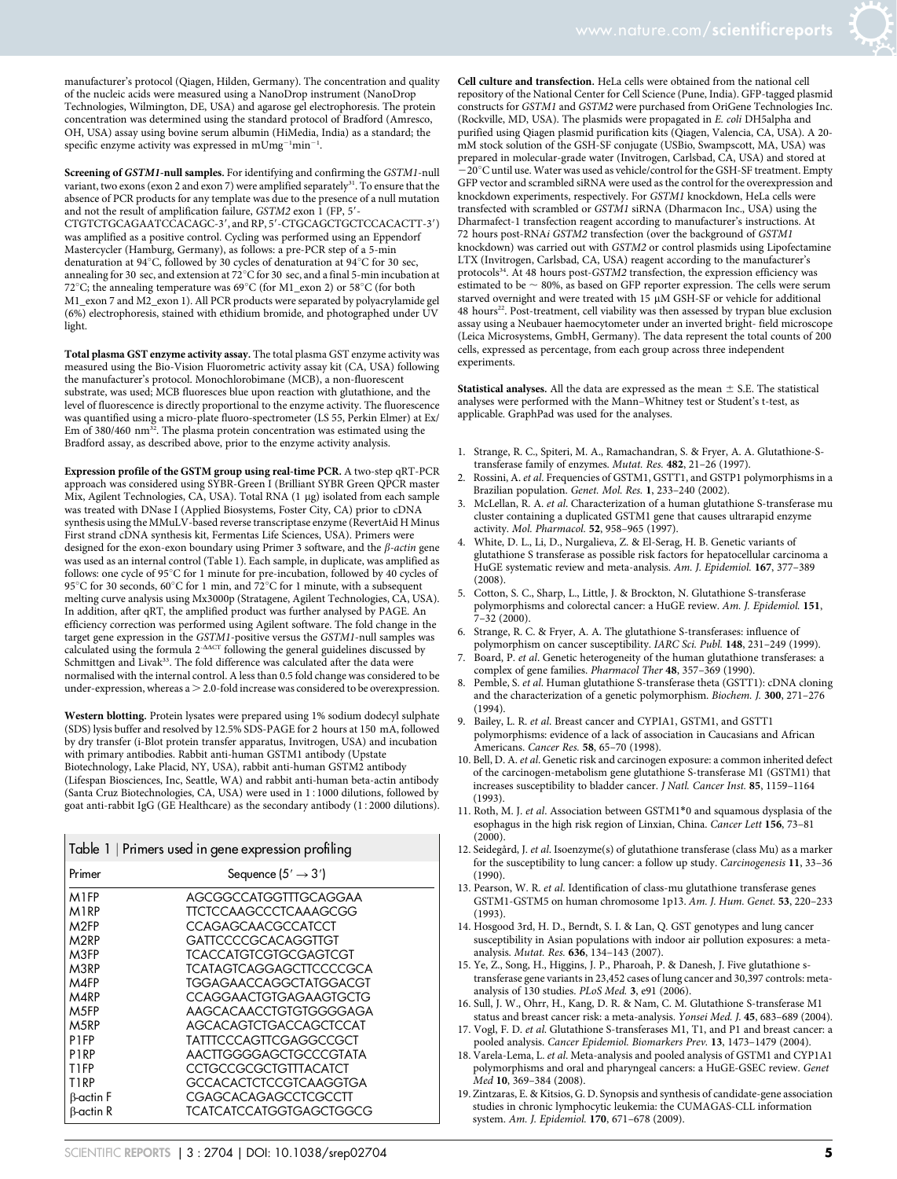manufacturer's protocol (Qiagen, Hilden, Germany). The concentration and quality of the nucleic acids were measured using a NanoDrop instrument (NanoDrop Technologies, Wilmington, DE, USA) and agarose gel electrophoresis. The protein concentration was determined using the standard protocol of Bradford (Amresco, OH, USA) assay using bovine serum albumin (HiMedia, India) as a standard; the specific enzyme activity was expressed in $mUmg^{-1}min^{-1}$.

**Screening of *GSTM1*-null samples.** For identifying and confirming the *GSTM1*-null variant, two exons (exon 2 and exon 7) were amplified separately[31]. To ensure that the absence of PCR products for any template was due to the presence of a null mutation and not the result of amplification failure, *GSTM2* exon 1 (FP, 5′-CTGTCTGCAGAATCCACAGC-3′, and RP, 5′-CTGCAGCTGCTCCACACTT-3′) was amplified as a positive control. Cycling was performed using an Eppendorf Mastercycler (Hamburg, Germany), as follows: a pre-PCR step of a 5-min denaturation at 94°C, followed by 30 cycles of denaturation at 94°C for 30 sec, annealing for 30 sec, and extension at 72°C for 30 sec, and a final 5-min incubation at 72°C; the annealing temperature was 69°C (for M1_exon 2) or 58°C (for both M1_exon 7 and M2_exon 1). All PCR products were separated by polyacrylamide gel (6%) electrophoresis, stained with ethidium bromide, and photographed under UV light.

**Total plasma GST enzyme activity assay.** The total plasma GST enzyme activity was measured using the Bio-Vision Fluorometric activity assay kit (CA, USA) following the manufacturer's protocol. Monochlorobimane (MCB), a non-fluorescent substrate, was used; MCB fluoresces blue upon reaction with glutathione, and the level of fluorescence is directly proportional to the enzyme activity. The fluorescence was quantified using a micro-plate fluoro-spectrometer (LS 55, Perkin Elmer) at Ex/Em of 380/460 nm[32]. The plasma protein concentration was estimated using the Bradford assay, as described above, prior to the enzyme activity analysis.

**Expression profile of the GSTM group using real-time PCR.** A two-step qRT-PCR approach was considered using SYBR-Green I (Brilliant SYBR Green QPCR master Mix, Agilent Technologies, CA, USA). Total RNA (1 μg) isolated from each sample was treated with DNase I (Applied Biosystems, Foster City, CA) prior to cDNA synthesis using the MMuLV-based reverse transcriptase enzyme (RevertAid H Minus First strand cDNA synthesis kit, Fermentas Life Sciences, USA). Primers were designed for the exon-exon boundary using Primer 3 software, and the *β-actin* gene was used as an internal control (Table 1). Each sample, in duplicate, was amplified as follows: one cycle of 95°C for 1 minute for pre-incubation, followed by 40 cycles of 95°C for 30 seconds, 60°C for 1 min, and 72°C for 1 minute, with a subsequent melting curve analysis using Mx3000p (Stratagene, Agilent Technologies, CA, USA). In addition, after qRT, the amplified product was further analysed by PAGE. An efficiency correction was performed using Agilent software. The fold change in the target gene expression in the *GSTM1*-positive versus the *GSTM1*-null samples was calculated using the formula $2^{-\Delta\Delta CT}$ following the general guidelines discussed by Schmittgen and Livak[33]. The fold difference was calculated after the data were normalised with the internal control. A less than 0.5 fold change was considered to be under-expression, whereas a > 2.0-fold increase was considered to be overexpression.

**Western blotting.** Protein lysates were prepared using 1% sodium dodecyl sulphate (SDS) lysis buffer and resolved by 12.5% SDS-PAGE for 2 hours at 150 mA, followed by dry transfer (i-Blot protein transfer apparatus, Invitrogen, USA) and incubation with primary antibodies. Rabbit anti-human GSTM1 antibody (Upstate Biotechnology, Lake Placid, NY, USA), rabbit anti-human GSTM2 antibody (Lifespan Biosciences, Inc, Seattle, WA) and rabbit anti-human beta-actin antibody (Santa Cruz Biotechnologies, CA, USA) were used in 1 : 1000 dilutions, followed by goat anti-rabbit IgG (GE Healthcare) as the secondary antibody (1 : 2000 dilutions).

Table 1 | Primers used in gene expression profiling

| Primer | Sequence (5′ → 3′) |
|---|---|
| M1FP | AGCGGCCATGGTTTGCAGGAA |
| M1RP | TTCTCCAAGCCCTCAAAGCGG |
| M2FP | CCAGAGCAACGCCATCCT |
| M2RP | GATTCCCCGCACAGGTTGT |
| M3FP | TCACCATGTCGTGCGAGTCGT |
| M3RP | TCATAGTCAGGAGCTTCCCCGCA |
| M4FP | TGGAGAACCAGGCTATGGACGT |
| M4RP | CCAGGAACTGTGAGAAGTGCTG |
| M5FP | AAGCACAACCTGTGTGGGGAGA |
| M5RP | AGCACAGTCTGACCAGCTCCAT |
| P1FP | TATTTCCCAGTTCGAGGCCGCT |
| P1RP | AACTTGGGGAGCTGCCCGTATA |
| T1FP | CCTGCCGCGCTGTTTACATCT |
| T1RP | GCCACACTCTCCGTCAAGGTGA |
| β-actin F | CGAGCACAGAGCCTCGCCTT |
| β-actin R | TCATCATCCATGGTGAGCTGGCG |

**Cell culture and transfection.** HeLa cells were obtained from the national cell repository of the National Center for Cell Science (Pune, India). GFP-tagged plasmid constructs for *GSTM1* and *GSTM2* were purchased from OriGene Technologies Inc. (Rockville, MD, USA). The plasmids were propagated in *E. coli* DH5alpha and purified using Qiagen plasmid purification kits (Qiagen, Valencia, CA, USA). A 20-mM stock solution of the GSH-SF conjugate (USBio, Swampscott, MA, USA) was prepared in molecular-grade water (Invitrogen, Carlsbad, CA, USA) and stored at −20°C until use. Water was used as vehicle/control for the GSH-SF treatment. Empty GFP vector and scrambled siRNA were used as the control for the overexpression and knockdown experiments, respectively. For *GSTM1* knockdown, HeLa cells were transfected with scrambled or *GSTM1* siRNA (Dharmacon Inc., USA) using the Dharmafect-1 transfection reagent according to manufacturer's instructions. At 72 hours post-RNA*i* *GSTM2* transfection (over the background of *GSTM1* knockdown) was carried out with *GSTM2* or control plasmids using Lipofectamine LTX (Invitrogen, Carlsbad, CA, USA) reagent according to the manufacturer's protocols[34]. At 48 hours post-*GSTM2* transfection, the expression efficiency was estimated to be ~ 80%, as based on GFP reporter expression. The cells were serum starved overnight and were treated with 15 μM GSH-SF or vehicle for additional 48 hours[22]. Post-treatment, cell viability was then assessed by trypan blue exclusion assay using a Neubauer haemocytometer under an inverted bright- field microscope (Leica Microsystems, GmbH, Germany). The data represent the total counts of 200 cells, expressed as percentage, from each group across three independent experiments.

**Statistical analyses.** All the data are expressed as the mean ± S.E. The statistical analyses were performed with the Mann–Whitney test or Student's t-test, as applicable. GraphPad was used for the analyses.

1. Strange, R. C., Spiteri, M. A., Ramachandran, S. & Fryer, A. A. Glutathione-S-transferase family of enzymes. *Mutat. Res.* **482**, 21–26 (1997).
2. Rossini, A. *et al*. Frequencies of GSTM1, GSTT1, and GSTP1 polymorphisms in a Brazilian population. *Genet. Mol. Res.* **1**, 233–240 (2002).
3. McLellan, R. A. *et al*. Characterization of a human glutathione S-transferase mu cluster containing a duplicated GSTM1 gene that causes ultrarapid enzyme activity. *Mol. Pharmacol.* **52**, 958–965 (1997).
4. White, D. L., Li, D., Nurgalieva, Z. & El-Serag, H. B. Genetic variants of glutathione S transferase as possible risk factors for hepatocellular carcinoma a HuGE systematic review and meta-analysis. *Am. J. Epidemiol.* **167**, 377–389 (2008).
5. Cotton, S. C., Sharp, L., Little, J. & Brockton, N. Glutathione S-transferase polymorphisms and colorectal cancer: a HuGE review. *Am. J. Epidemiol.* **151**, 7–32 (2000).
6. Strange, R. C. & Fryer, A. A. The glutathione S-transferases: influence of polymorphism on cancer susceptibility. *IARC Sci. Publ.* **148**, 231–249 (1999).
7. Board, P. *et al*. Genetic heterogeneity of the human glutathione transferases: a complex of gene families. *Pharmacol Ther* **48**, 357–369 (1990).
8. Pemble, S. *et al*. Human glutathione S-transferase theta (GSTT1): cDNA cloning and the characterization of a genetic polymorphism. *Biochem. J.* **300**, 271–276 (1994).
9. Bailey, L. R. *et al*. Breast cancer and CYPIA1, GSTM1, and GSTT1 polymorphisms: evidence of a lack of association in Caucasians and African Americans. *Cancer Res.* **58**, 65–70 (1998).
10. Bell, D. A. *et al*. Genetic risk and carcinogen exposure: a common inherited defect of the carcinogen-metabolism gene glutathione S-transferase M1 (GSTM1) that increases susceptibility to bladder cancer. *J Natl. Cancer Inst.* **85**, 1159–1164 (1993).
11. Roth, M. J. *et al*. Association between GSTM1*0 and squamous dysplasia of the esophagus in the high risk region of Linxian, China. *Cancer Lett* **156**, 73–81 (2000).
12. Seidegård, J. *et al*. Isoenzyme(s) of glutathione transferase (class Mu) as a marker for the susceptibility to lung cancer: a follow up study. *Carcinogenesis* **11**, 33–36 (1990).
13. Pearson, W. R. *et al*. Identification of class-mu glutathione transferase genes GSTM1-GSTM5 on human chromosome 1p13. *Am. J. Hum. Genet.* **53**, 220–233 (1993).
14. Hosgood 3rd, H. D., Berndt, S. I. & Lan, Q. GST genotypes and lung cancer susceptibility in Asian populations with indoor air pollution exposures: a meta-analysis. *Mutat. Res.* **636**, 134–143 (2007).
15. Ye, Z., Song, H., Higgins, J. P., Pharoah, P. & Danesh, J. Five glutathione s-transferase gene variants in 23,452 cases of lung cancer and 30,397 controls: meta-analysis of 130 studies. *PLoS Med.* **3**, e91 (2006).
16. Sull, J. W., Ohrr, H., Kang, D. R. & Nam, C. M. Glutathione S-transferase M1 status and breast cancer risk: a meta-analysis. *Yonsei Med. J.* **45**, 683–689 (2004).
17. Vogl, F. D. *et al*. Glutathione S-transferases M1, T1, and P1 and breast cancer: a pooled analysis. *Cancer Epidemiol. Biomarkers Prev.* **13**, 1473–1479 (2004).
18. Varela-Lema, L. *et al*. Meta-analysis and pooled analysis of GSTM1 and CYP1A1 polymorphisms and oral and pharyngeal cancers: a HuGE-GSEC review. *Genet Med* **10**, 369–384 (2008).
19. Zintzaras, E. & Kitsios, G. D. Synopsis and synthesis of candidate-gene association studies in chronic lymphocytic leukemia: the CUMAGAS-CLL information system. *Am. J. Epidemiol.* **170**, 671–678 (2009).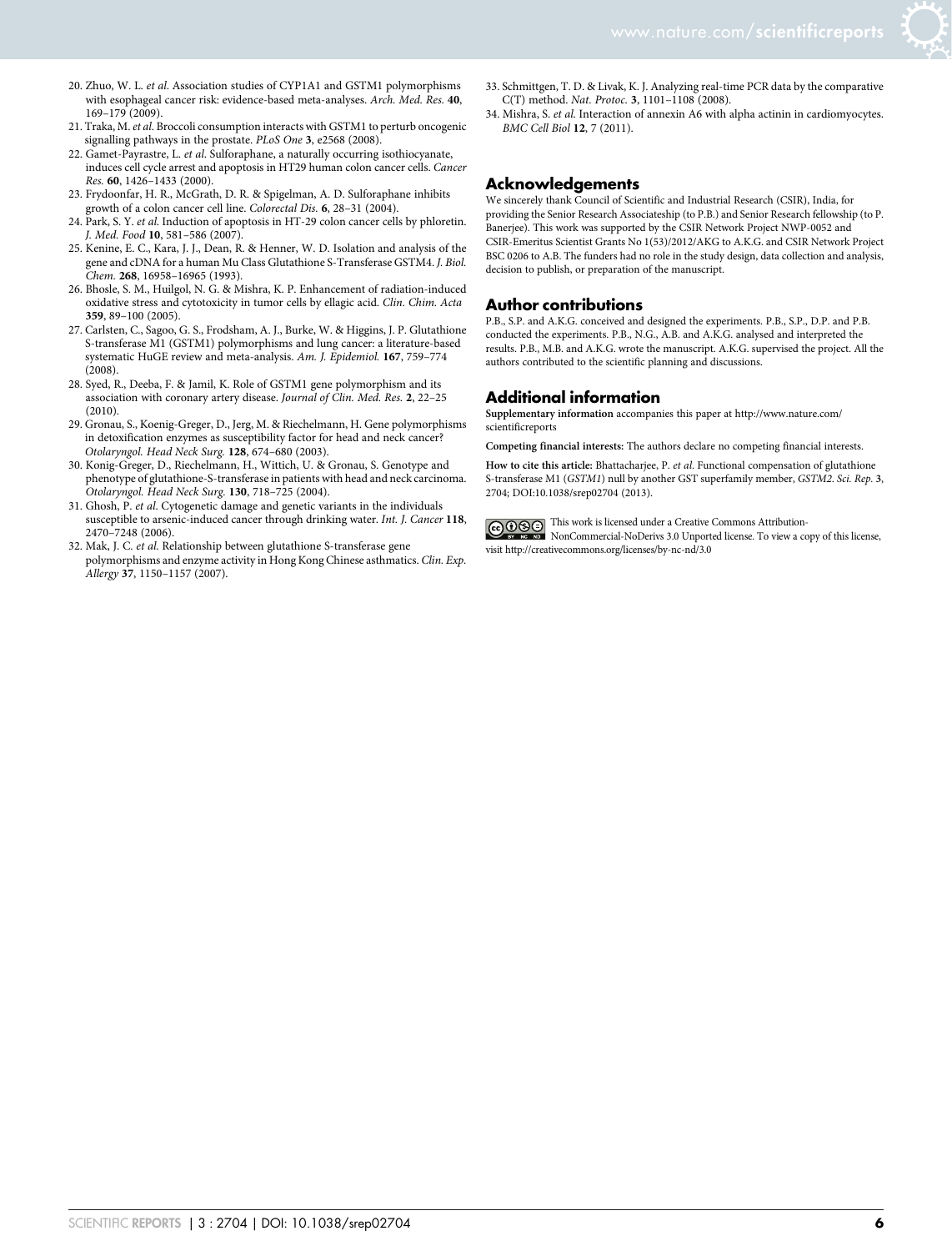20. Zhuo, W. L. *et al*. Association studies of CYP1A1 and GSTM1 polymorphisms with esophageal cancer risk: evidence-based meta-analyses. *Arch. Med. Res.* **40**, 169–179 (2009).
21. Traka, M. *et al*. Broccoli consumption interacts with GSTM1 to perturb oncogenic signalling pathways in the prostate. *PLoS One* **3**, e2568 (2008).
22. Gamet-Payrastre, L. *et al*. Sulforaphane, a naturally occurring isothiocyanate, induces cell cycle arrest and apoptosis in HT29 human colon cancer cells. *Cancer Res.* **60**, 1426–1433 (2000).
23. Frydoonfar, H. R., McGrath, D. R. & Spigelman, A. D. Sulforaphane inhibits growth of a colon cancer cell line. *Colorectal Dis.* **6**, 28–31 (2004).
24. Park, S. Y. *et al*. Induction of apoptosis in HT-29 colon cancer cells by phloretin. *J. Med. Food* **10**, 581–586 (2007).
25. Kenine, E. C., Kara, J. J., Dean, R. & Henner, W. D. Isolation and analysis of the gene and cDNA for a human Mu Class Glutathione S-Transferase GSTM4. *J. Biol. Chem.* **268**, 16958–16965 (1993).
26. Bhosle, S. M., Huilgol, N. G. & Mishra, K. P. Enhancement of radiation-induced oxidative stress and cytotoxicity in tumor cells by ellagic acid. *Clin. Chim. Acta* **359**, 89–100 (2005).
27. Carlsten, C., Sagoo, G. S., Frodsham, A. J., Burke, W. & Higgins, J. P. Glutathione S-transferase M1 (GSTM1) polymorphisms and lung cancer: a literature-based systematic HuGE review and meta-analysis. *Am. J. Epidemiol.* **167**, 759–774 (2008).
28. Syed, R., Deeba, F. & Jamil, K. Role of GSTM1 gene polymorphism and its association with coronary artery disease. *Journal of Clin. Med. Res.* **2**, 22–25 (2010).
29. Gronau, S., Koenig-Greger, D., Jerg, M. & Riechelmann, H. Gene polymorphisms in detoxification enzymes as susceptibility factor for head and neck cancer? *Otolaryngol. Head Neck Surg.* **128**, 674–680 (2003).
30. Konig-Greger, D., Riechelmann, H., Wittich, U. & Gronau, S. Genotype and phenotype of glutathione-S-transferase in patients with head and neck carcinoma. *Otolaryngol. Head Neck Surg.* **130**, 718–725 (2004).
31. Ghosh, P. *et al*. Cytogenetic damage and genetic variants in the individuals susceptible to arsenic-induced cancer through drinking water. *Int. J. Cancer* **118**, 2470–7248 (2006).
32. Mak, J. C. *et al*. Relationship between glutathione S-transferase gene polymorphisms and enzyme activity in Hong Kong Chinese asthmatics. *Clin. Exp. Allergy* **37**, 1150–1157 (2007).
33. Schmittgen, T. D. & Livak, K. J. Analyzing real-time PCR data by the comparative C(T) method. *Nat. Protoc.* **3**, 1101–1108 (2008).
34. Mishra, S. *et al*. Interaction of annexin A6 with alpha actinin in cardiomyocytes. *BMC Cell Biol* **12**, 7 (2011).

## Acknowledgements

We sincerely thank Council of Scientific and Industrial Research (CSIR), India, for providing the Senior Research Associateship (to P.B.) and Senior Research fellowship (to P. Banerjee). This work was supported by the CSIR Network Project NWP-0052 and CSIR-Emeritus Scientist Grants No 1(53)/2012/AKG to A.K.G. and CSIR Network Project BSC 0206 to A.B. The funders had no role in the study design, data collection and analysis, decision to publish, or preparation of the manuscript.

## Author contributions

P.B., S.P. and A.K.G. conceived and designed the experiments. P.B., S.P., D.P. and P.B. conducted the experiments. P.B., N.G., A.B. and A.K.G. analysed and interpreted the results. P.B., M.B. and A.K.G. wrote the manuscript. A.K.G. supervised the project. All the authors contributed to the scientific planning and discussions.

## Additional information

**Supplementary information** accompanies this paper at http://www.nature.com/scientificreports

**Competing financial interests:** The authors declare no competing financial interests.

**How to cite this article:** Bhattacharjee, P. *et al*. Functional compensation of glutathione S-transferase M1 (*GSTM1*) null by another GST superfamily member, *GSTM2*. *Sci. Rep.* **3**, 2704; DOI:10.1038/srep02704 (2013).

This work is licensed under a Creative Commons Attribution-NonCommercial-NoDerivs 3.0 Unported license. To view a copy of this license, visit http://creativecommons.org/licenses/by-nc-nd/3.0